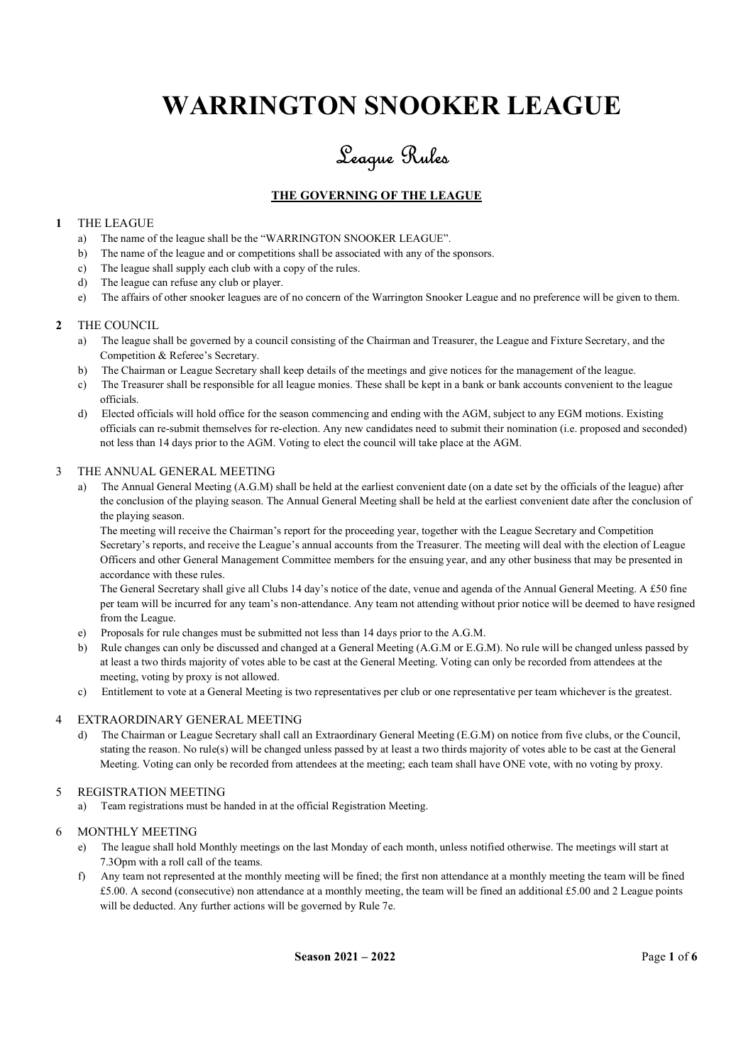# WARRINGTON SNOOKER LEAGUE

## League Rules

### THE GOVERNING OF THE LEAGUE

**1** THE LEAGUE

a) The name of the league shall be the "WARRINGTON SNOOKER LEAGUE".
b) The name of the league and or competitions shall be associated with any of the sponsors.
c) The league shall supply each club with a copy of the rules.
d) The league can refuse any club or player.
e) The affairs of other snooker leagues are of no concern of the Warrington Snooker League and no preference will be given to them.

**2** THE COUNCIL

a) The league shall be governed by a council consisting of the Chairman and Treasurer, the League and Fixture Secretary, and the Competition & Referee's Secretary.
b) The Chairman or League Secretary shall keep details of the meetings and give notices for the management of the league.
c) The Treasurer shall be responsible for all league monies. These shall be kept in a bank or bank accounts convenient to the league officials.
d) Elected officials will hold office for the season commencing and ending with the AGM, subject to any EGM motions. Existing officials can re-submit themselves for re-election. Any new candidates need to submit their nomination (i.e. proposed and seconded) not less than 14 days prior to the AGM. Voting to elect the council will take place at the AGM.

3 THE ANNUAL GENERAL MEETING

a) The Annual General Meeting (A.G.M) shall be held at the earliest convenient date (on a date set by the officials of the league) after the conclusion of the playing season. The Annual General Meeting shall be held at the earliest convenient date after the conclusion of the playing season.

The meeting will receive the Chairman's report for the proceeding year, together with the League Secretary and Competition Secretary's reports, and receive the League's annual accounts from the Treasurer. The meeting will deal with the election of League Officers and other General Management Committee members for the ensuing year, and any other business that may be presented in accordance with these rules.

The General Secretary shall give all Clubs 14 day's notice of the date, venue and agenda of the Annual General Meeting. A £50 fine per team will be incurred for any team's non-attendance. Any team not attending without prior notice will be deemed to have resigned from the League.

e) Proposals for rule changes must be submitted not less than 14 days prior to the A.G.M.
b) Rule changes can only be discussed and changed at a General Meeting (A.G.M or E.G.M). No rule will be changed unless passed by at least a two thirds majority of votes able to be cast at the General Meeting. Voting can only be recorded from attendees at the meeting, voting by proxy is not allowed.
c) Entitlement to vote at a General Meeting is two representatives per club or one representative per team whichever is the greatest.

4 EXTRAORDINARY GENERAL MEETING

d) The Chairman or League Secretary shall call an Extraordinary General Meeting (E.G.M) on notice from five clubs, or the Council, stating the reason. No rule(s) will be changed unless passed by at least a two thirds majority of votes able to be cast at the General Meeting. Voting can only be recorded from attendees at the meeting; each team shall have ONE vote, with no voting by proxy.

5 REGISTRATION MEETING

a) Team registrations must be handed in at the official Registration Meeting.

6 MONTHLY MEETING

e) The league shall hold Monthly meetings on the last Monday of each month, unless notified otherwise. The meetings will start at 7.3Opm with a roll call of the teams.
f) Any team not represented at the monthly meeting will be fined; the first non attendance at a monthly meeting the team will be fined £5.00. A second (consecutive) non attendance at a monthly meeting, the team will be fined an additional £5.00 and 2 League points will be deducted. Any further actions will be governed by Rule 7e.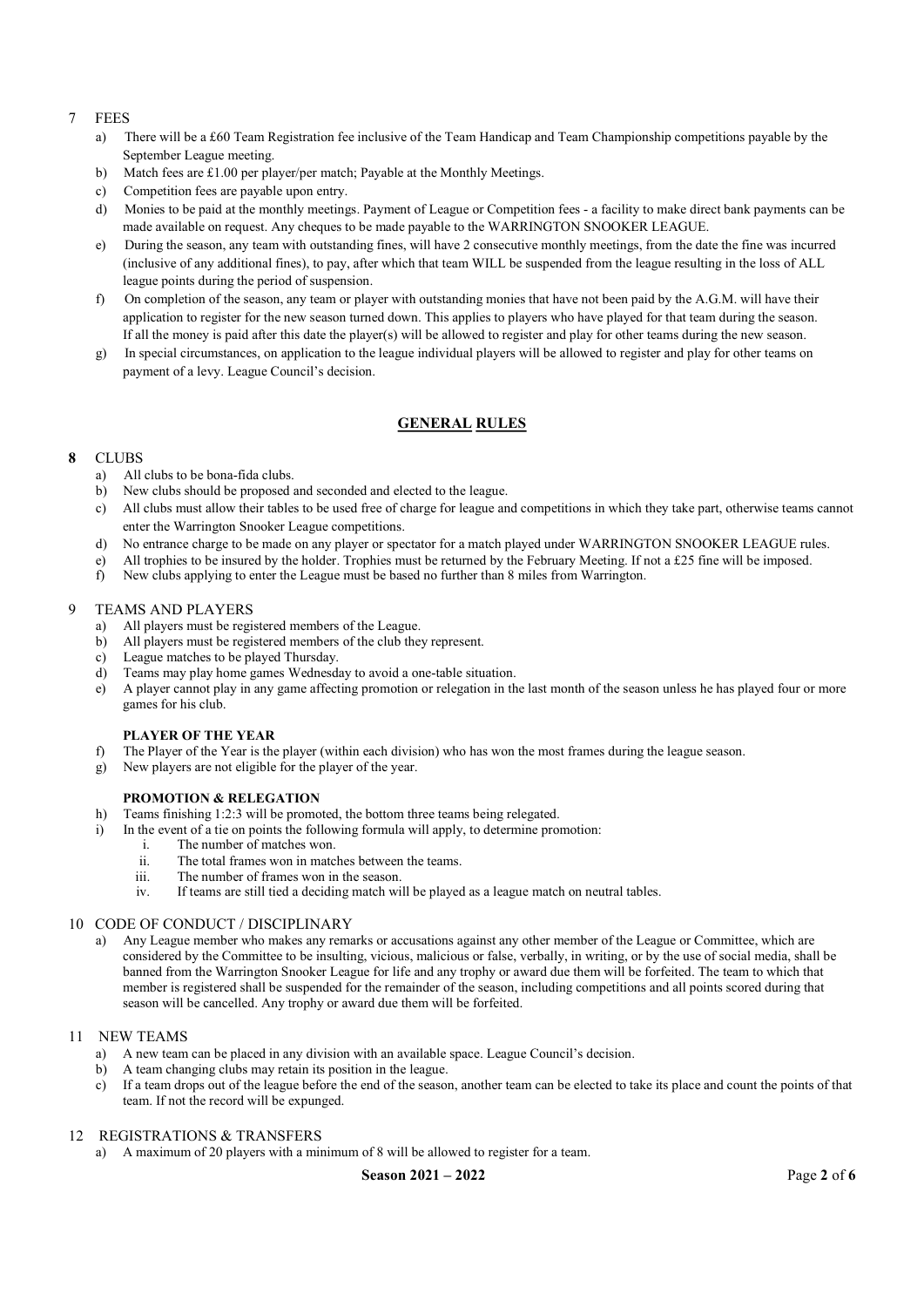## 7 FEES

a) There will be a £60 Team Registration fee inclusive of the Team Handicap and Team Championship competitions payable by the September League meeting.

b) Match fees are £1.00 per player/per match; Payable at the Monthly Meetings.

c) Competition fees are payable upon entry.

d) Monies to be paid at the monthly meetings. Payment of League or Competition fees - a facility to make direct bank payments can be made available on request. Any cheques to be made payable to the WARRINGTON SNOOKER LEAGUE.

e) During the season, any team with outstanding fines, will have 2 consecutive monthly meetings, from the date the fine was incurred (inclusive of any additional fines), to pay, after which that team WILL be suspended from the league resulting in the loss of ALL league points during the period of suspension.

f) On completion of the season, any team or player with outstanding monies that have not been paid by the A.G.M. will have their application to register for the new season turned down. This applies to players who have played for that team during the season. If all the money is paid after this date the player(s) will be allowed to register and play for other teams during the new season.

g) In special circumstances, on application to the league individual players will be allowed to register and play for other teams on payment of a levy. League Council's decision.

# GENERAL RULES

## 8 CLUBS

a) All clubs to be bona-fida clubs.

b) New clubs should be proposed and seconded and elected to the league.

c) All clubs must allow their tables to be used free of charge for league and competitions in which they take part, otherwise teams cannot enter the Warrington Snooker League competitions.

d) No entrance charge to be made on any player or spectator for a match played under WARRINGTON SNOOKER LEAGUE rules.

e) All trophies to be insured by the holder. Trophies must be returned by the February Meeting. If not a £25 fine will be imposed.

f) New clubs applying to enter the League must be based no further than 8 miles from Warrington.

## 9 TEAMS AND PLAYERS

a) All players must be registered members of the League.

b) All players must be registered members of the club they represent.

c) League matches to be played Thursday.

d) Teams may play home games Wednesday to avoid a one-table situation.

e) A player cannot play in any game affecting promotion or relegation in the last month of the season unless he has played four or more games for his club.

**PLAYER OF THE YEAR**

f) The Player of the Year is the player (within each division) who has won the most frames during the league season.

g) New players are not eligible for the player of the year.

**PROMOTION & RELEGATION**

h) Teams finishing 1:2:3 will be promoted, the bottom three teams being relegated.

i) In the event of a tie on points the following formula will apply, to determine promotion:

   i. The number of matches won.
   
   ii. The total frames won in matches between the teams.
   
   iii. The number of frames won in the season.
   
   iv. If teams are still tied a deciding match will be played as a league match on neutral tables.

## 10 CODE OF CONDUCT / DISCIPLINARY

a) Any League member who makes any remarks or accusations against any other member of the League or Committee, which are considered by the Committee to be insulting, vicious, malicious or false, verbally, in writing, or by the use of social media, shall be banned from the Warrington Snooker League for life and any trophy or award due them will be forfeited. The team to which that member is registered shall be suspended for the remainder of the season, including competitions and all points scored during that season will be cancelled. Any trophy or award due them will be forfeited.

## 11 NEW TEAMS

a) A new team can be placed in any division with an available space. League Council's decision.

b) A team changing clubs may retain its position in the league.

c) If a team drops out of the league before the end of the season, another team can be elected to take its place and count the points of that team. If not the record will be expunged.

## 12 REGISTRATIONS & TRANSFERS

a) A maximum of 20 players with a minimum of 8 will be allowed to register for a team.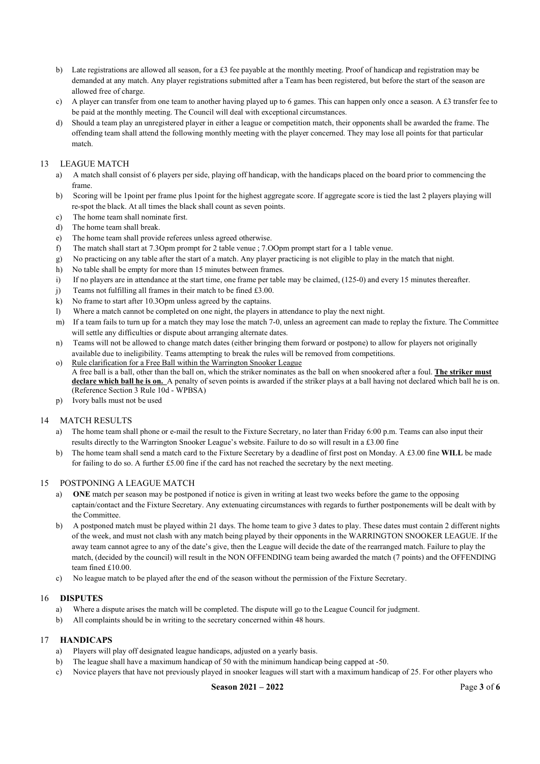b) Late registrations are allowed all season, for a £3 fee payable at the monthly meeting. Proof of handicap and registration may be demanded at any match. Any player registrations submitted after a Team has been registered, but before the start of the season are allowed free of charge.

c) A player can transfer from one team to another having played up to 6 games. This can happen only once a season. A £3 transfer fee to be paid at the monthly meeting. The Council will deal with exceptional circumstances.

d) Should a team play an unregistered player in either a league or competition match, their opponents shall be awarded the frame. The offending team shall attend the following monthly meeting with the player concerned. They may lose all points for that particular match.

## 13 LEAGUE MATCH

a) A match shall consist of 6 players per side, playing off handicap, with the handicaps placed on the board prior to commencing the frame.

b) Scoring will be 1point per frame plus 1point for the highest aggregate score. If aggregate score is tied the last 2 players playing will re-spot the black. At all times the black shall count as seven points.

c) The home team shall nominate first.

d) The home team shall break.

e) The home team shall provide referees unless agreed otherwise.

f) The match shall start at 7.3Opm prompt for 2 table venue ; 7.OOpm prompt start for a 1 table venue.

g) No practicing on any table after the start of a match. Any player practicing is not eligible to play in the match that night.

h) No table shall be empty for more than 15 minutes between frames.

i) If no players are in attendance at the start time, one frame per table may be claimed, (125-0) and every 15 minutes thereafter.

j) Teams not fulfilling all frames in their match to be fined £3.00.

k) No frame to start after 10.3Opm unless agreed by the captains.

l) Where a match cannot be completed on one night, the players in attendance to play the next night.

m) If a team fails to turn up for a match they may lose the match 7-0, unless an agreement can made to replay the fixture. The Committee will settle any difficulties or dispute about arranging alternate dates.

n) Teams will not be allowed to change match dates (either bringing them forward or postpone) to allow for players not originally available due to ineligibility. Teams attempting to break the rules will be removed from competitions.

o) Rule clarification for a Free Ball within the Warrington Snooker League
A free ball is a ball, other than the ball on, which the striker nominates as the ball on when snookered after a foul. **The striker must declare which ball he is on.** A penalty of seven points is awarded if the striker plays at a ball having not declared which ball he is on. (Reference Section 3 Rule 10d - WPBSA)

p) Ivory balls must not be used

## 14 MATCH RESULTS

a) The home team shall phone or e-mail the result to the Fixture Secretary, no later than Friday 6:00 p.m. Teams can also input their results directly to the Warrington Snooker League's website. Failure to do so will result in a £3.00 fine

b) The home team shall send a match card to the Fixture Secretary by a deadline of first post on Monday. A £3.00 fine **WILL** be made for failing to do so. A further £5.00 fine if the card has not reached the secretary by the next meeting.

## 15 POSTPONING A LEAGUE MATCH

a) **ONE** match per season may be postponed if notice is given in writing at least two weeks before the game to the opposing captain/contact and the Fixture Secretary. Any extenuating circumstances with regards to further postponements will be dealt with by the Committee.

b) A postponed match must be played within 21 days. The home team to give 3 dates to play. These dates must contain 2 different nights of the week, and must not clash with any match being played by their opponents in the WARRINGTON SNOOKER LEAGUE. If the away team cannot agree to any of the date's give, then the League will decide the date of the rearranged match. Failure to play the match, (decided by the council) will result in the NON OFFENDING team being awarded the match (7 points) and the OFFENDING team fined £10.00.

c) No league match to be played after the end of the season without the permission of the Fixture Secretary.

## 16 DISPUTES

a) Where a dispute arises the match will be completed. The dispute will go to the League Council for judgment.

b) All complaints should be in writing to the secretary concerned within 48 hours.

## 17 HANDICAPS

a) Players will play off designated league handicaps, adjusted on a yearly basis.

b) The league shall have a maximum handicap of 50 with the minimum handicap being capped at -50.

c) Novice players that have not previously played in snooker leagues will start with a maximum handicap of 25. For other players who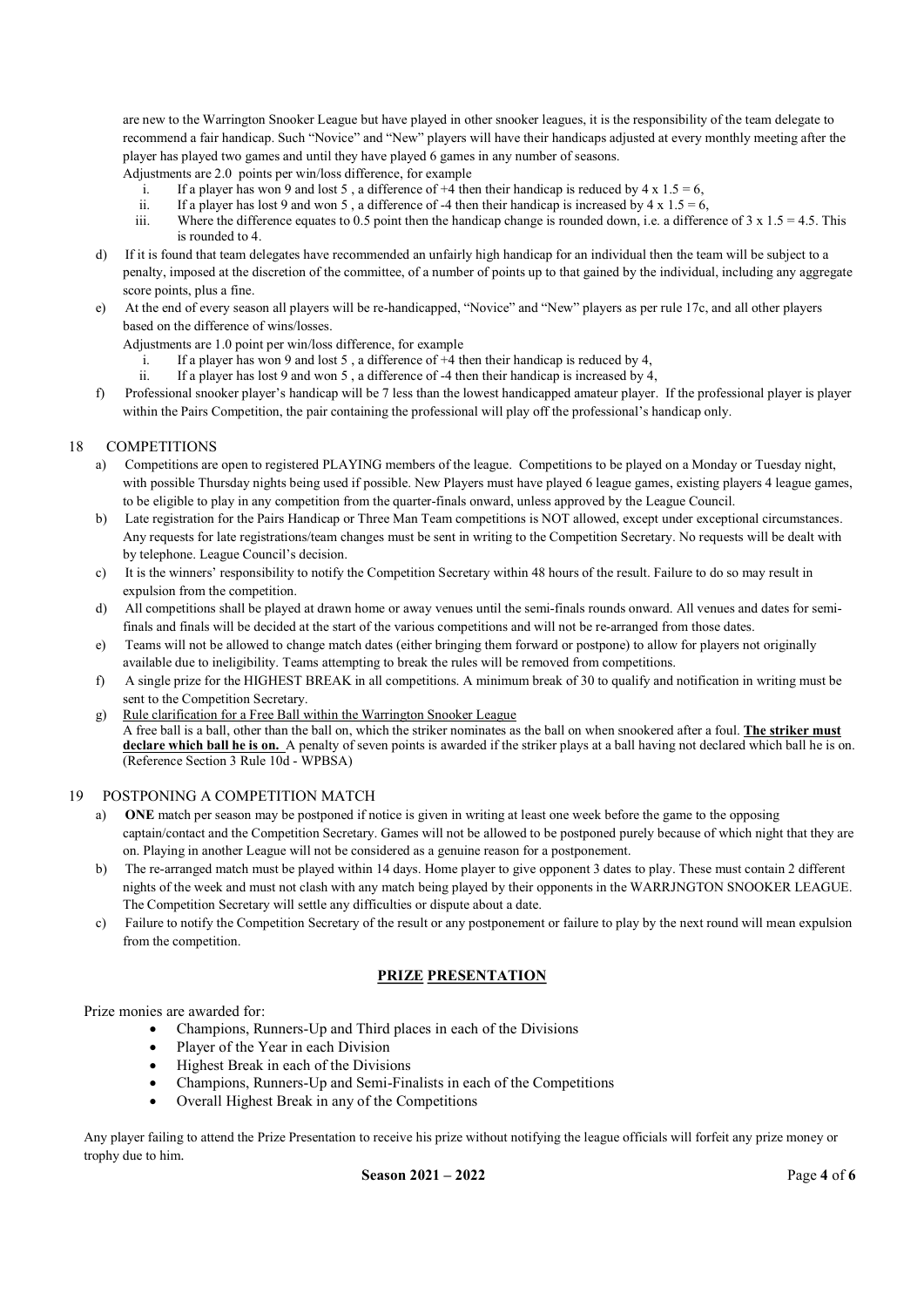are new to the Warrington Snooker League but have played in other snooker leagues, it is the responsibility of the team delegate to recommend a fair handicap. Such "Novice" and "New" players will have their handicaps adjusted at every monthly meeting after the player has played two games and until they have played 6 games in any number of seasons.

Adjustments are 2.0 points per win/loss difference, for example

i. If a player has won 9 and lost 5 , a difference of +4 then their handicap is reduced by 4 x 1.5 = 6,
ii. If a player has lost 9 and won 5 , a difference of -4 then their handicap is increased by 4 x 1.5 = 6,
iii. Where the difference equates to 0.5 point then the handicap change is rounded down, i.e. a difference of 3 x 1.5 = 4.5. This is rounded to 4.

d) If it is found that team delegates have recommended an unfairly high handicap for an individual then the team will be subject to a penalty, imposed at the discretion of the committee, of a number of points up to that gained by the individual, including any aggregate score points, plus a fine.

e) At the end of every season all players will be re-handicapped, "Novice" and "New" players as per rule 17c, and all other players based on the difference of wins/losses.

Adjustments are 1.0 point per win/loss difference, for example

i. If a player has won 9 and lost 5 , a difference of +4 then their handicap is reduced by 4,
ii. If a player has lost 9 and won 5 , a difference of -4 then their handicap is increased by 4,

f) Professional snooker player's handicap will be 7 less than the lowest handicapped amateur player. If the professional player is player within the Pairs Competition, the pair containing the professional will play off the professional's handicap only.

## 18 COMPETITIONS

a) Competitions are open to registered PLAYING members of the league. Competitions to be played on a Monday or Tuesday night, with possible Thursday nights being used if possible. New Players must have played 6 league games, existing players 4 league games, to be eligible to play in any competition from the quarter-finals onward, unless approved by the League Council.

b) Late registration for the Pairs Handicap or Three Man Team competitions is NOT allowed, except under exceptional circumstances. Any requests for late registrations/team changes must be sent in writing to the Competition Secretary. No requests will be dealt with by telephone. League Council's decision.

c) It is the winners' responsibility to notify the Competition Secretary within 48 hours of the result. Failure to do so may result in expulsion from the competition.

d) All competitions shall be played at drawn home or away venues until the semi-finals rounds onward. All venues and dates for semi-finals and finals will be decided at the start of the various competitions and will not be re-arranged from those dates.

e) Teams will not be allowed to change match dates (either bringing them forward or postpone) to allow for players not originally available due to ineligibility. Teams attempting to break the rules will be removed from competitions.

f) A single prize for the HIGHEST BREAK in all competitions. A minimum break of 30 to qualify and notification in writing must be sent to the Competition Secretary.

g) Rule clarification for a Free Ball within the Warrington Snooker League
A free ball is a ball, other than the ball on, which the striker nominates as the ball on when snookered after a foul. **The striker must declare which ball he is on.** A penalty of seven points is awarded if the striker plays at a ball having not declared which ball he is on. (Reference Section 3 Rule 10d - WPBSA)

## 19 POSTPONING A COMPETITION MATCH

a) **ONE** match per season may be postponed if notice is given in writing at least one week before the game to the opposing captain/contact and the Competition Secretary. Games will not be allowed to be postponed purely because of which night that they are on. Playing in another League will not be considered as a genuine reason for a postponement.

b) The re-arranged match must be played within 14 days. Home player to give opponent 3 dates to play. These must contain 2 different nights of the week and must not clash with any match being played by their opponents in the WARRJNGTON SNOOKER LEAGUE. The Competition Secretary will settle any difficulties or dispute about a date.

c) Failure to notify the Competition Secretary of the result or any postponement or failure to play by the next round will mean expulsion from the competition.

## PRIZE PRESENTATION

Prize monies are awarded for:

- Champions, Runners-Up and Third places in each of the Divisions
- Player of the Year in each Division
- Highest Break in each of the Divisions
- Champions, Runners-Up and Semi-Finalists in each of the Competitions
- Overall Highest Break in any of the Competitions

Any player failing to attend the Prize Presentation to receive his prize without notifying the league officials will forfeit any prize money or trophy due to him.

**Season 2021 – 2022**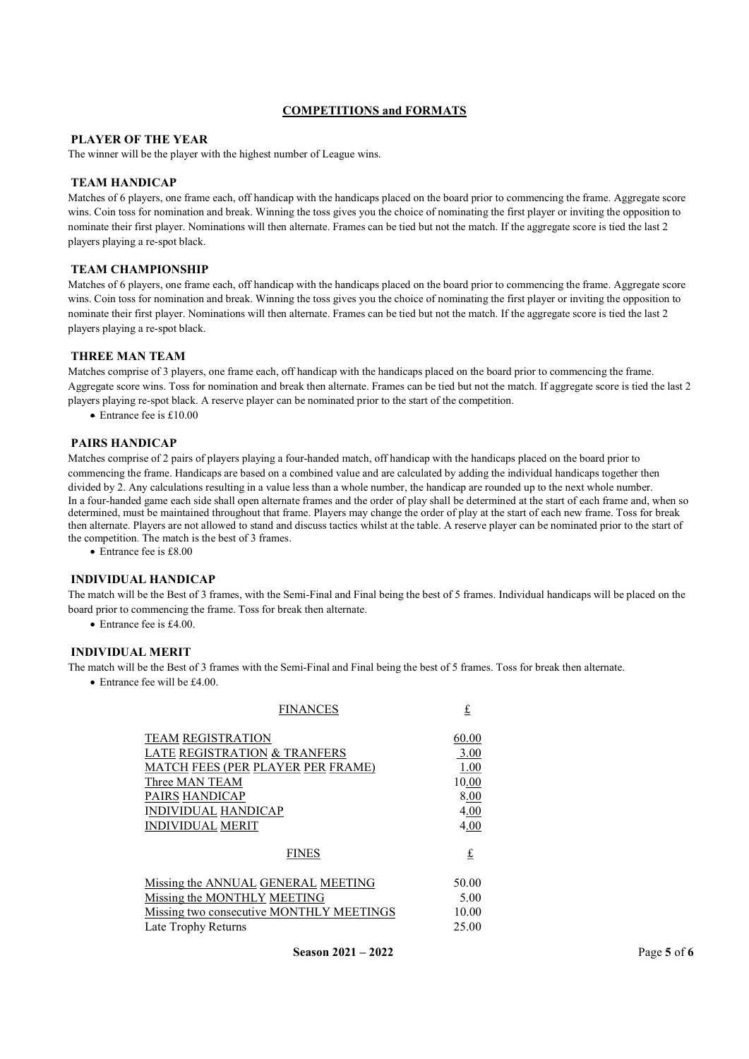## COMPETITIONS and FORMATS

### PLAYER OF THE YEAR

The winner will be the player with the highest number of League wins.

### TEAM HANDICAP

Matches of 6 players, one frame each, off handicap with the handicaps placed on the board prior to commencing the frame. Aggregate score wins. Coin toss for nomination and break. Winning the toss gives you the choice of nominating the first player or inviting the opposition to nominate their first player. Nominations will then alternate. Frames can be tied but not the match. If the aggregate score is tied the last 2 players playing a re-spot black.

### TEAM CHAMPIONSHIP

Matches of 6 players, one frame each, off handicap with the handicaps placed on the board prior to commencing the frame. Aggregate score wins. Coin toss for nomination and break. Winning the toss gives you the choice of nominating the first player or inviting the opposition to nominate their first player. Nominations will then alternate. Frames can be tied but not the match. If the aggregate score is tied the last 2 players playing a re-spot black.

### THREE MAN TEAM

Matches comprise of 3 players, one frame each, off handicap with the handicaps placed on the board prior to commencing the frame. Aggregate score wins. Toss for nomination and break then alternate. Frames can be tied but not the match. If aggregate score is tied the last 2 players playing re-spot black. A reserve player can be nominated prior to the start of the competition.

- Entrance fee is £10.00

### PAIRS HANDICAP

Matches comprise of 2 pairs of players playing a four-handed match, off handicap with the handicaps placed on the board prior to commencing the frame. Handicaps are based on a combined value and are calculated by adding the individual handicaps together then divided by 2. Any calculations resulting in a value less than a whole number, the handicap are rounded up to the next whole number.
In a four-handed game each side shall open alternate frames and the order of play shall be determined at the start of each frame and, when so determined, must be maintained throughout that frame. Players may change the order of play at the start of each new frame. Toss for break then alternate. Players are not allowed to stand and discuss tactics whilst at the table. A reserve player can be nominated prior to the start of the competition. The match is the best of 3 frames.

- Entrance fee is £8.00

### INDIVIDUAL HANDICAP

The match will be the Best of 3 frames, with the Semi-Final and Final being the best of 5 frames. Individual handicaps will be placed on the board prior to commencing the frame. Toss for break then alternate.

- Entrance fee is £4.00.

### INDIVIDUAL MERIT

The match will be the Best of 3 frames with the Semi-Final and Final being the best of 5 frames. Toss for break then alternate.

- Entrance fee will be £4.00.

| FINANCES | £ |
|---|---|
| TEAM REGISTRATION | 60.00 |
| LATE REGISTRATION & TRANFERS | 3.00 |
| MATCH FEES (PER PLAYER PER FRAME) | 1.00 |
| Three MAN TEAM | 10.00 |
| PAIRS HANDICAP | 8.00 |
| INDIVIDUAL HANDICAP | 4.00 |
| INDIVIDUAL MERIT | 4.00 |

| FINES | £ |
|---|---|
| Missing the ANNUAL GENERAL MEETING | 50.00 |
| Missing the MONTHLY MEETING | 5.00 |
| Missing two consecutive MONTHLY MEETINGS | 10.00 |
| Late Trophy Returns | 25.00 |

**Season 2021 – 2022**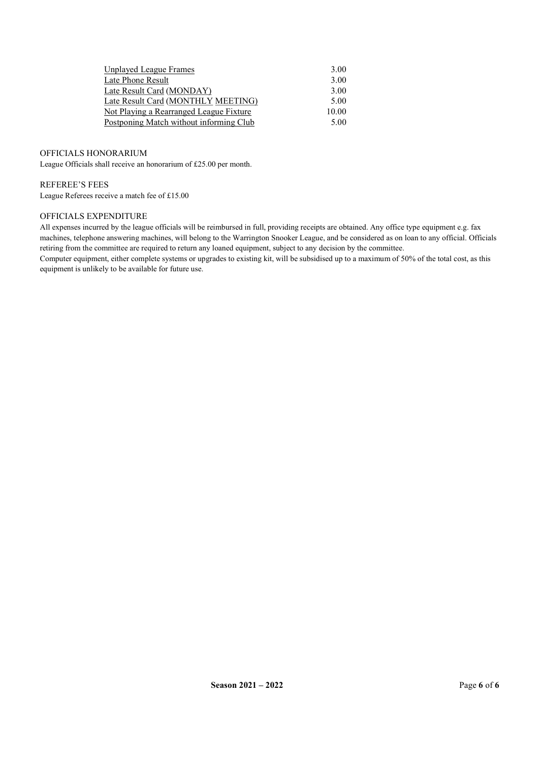| | |
|---|---|
| Unplayed League Frames | 3.00 |
| Late Phone Result | 3.00 |
| Late Result Card (MONDAY) | 3.00 |
| Late Result Card (MONTHLY MEETING) | 5.00 |
| Not Playing a Rearranged League Fixture | 10.00 |
| Postponing Match without informing Club | 5.00 |

### OFFICIALS HONORARIUM

League Officials shall receive an honorarium of £25.00 per month.

### REFEREE'S FEES

League Referees receive a match fee of £15.00

### OFFICIALS EXPENDITURE

All expenses incurred by the league officials will be reimbursed in full, providing receipts are obtained. Any office type equipment e.g. fax machines, telephone answering machines, will belong to the Warrington Snooker League, and be considered as on loan to any official. Officials retiring from the committee are required to return any loaned equipment, subject to any decision by the committee.

Computer equipment, either complete systems or upgrades to existing kit, will be subsidised up to a maximum of 50% of the total cost, as this equipment is unlikely to be available for future use.